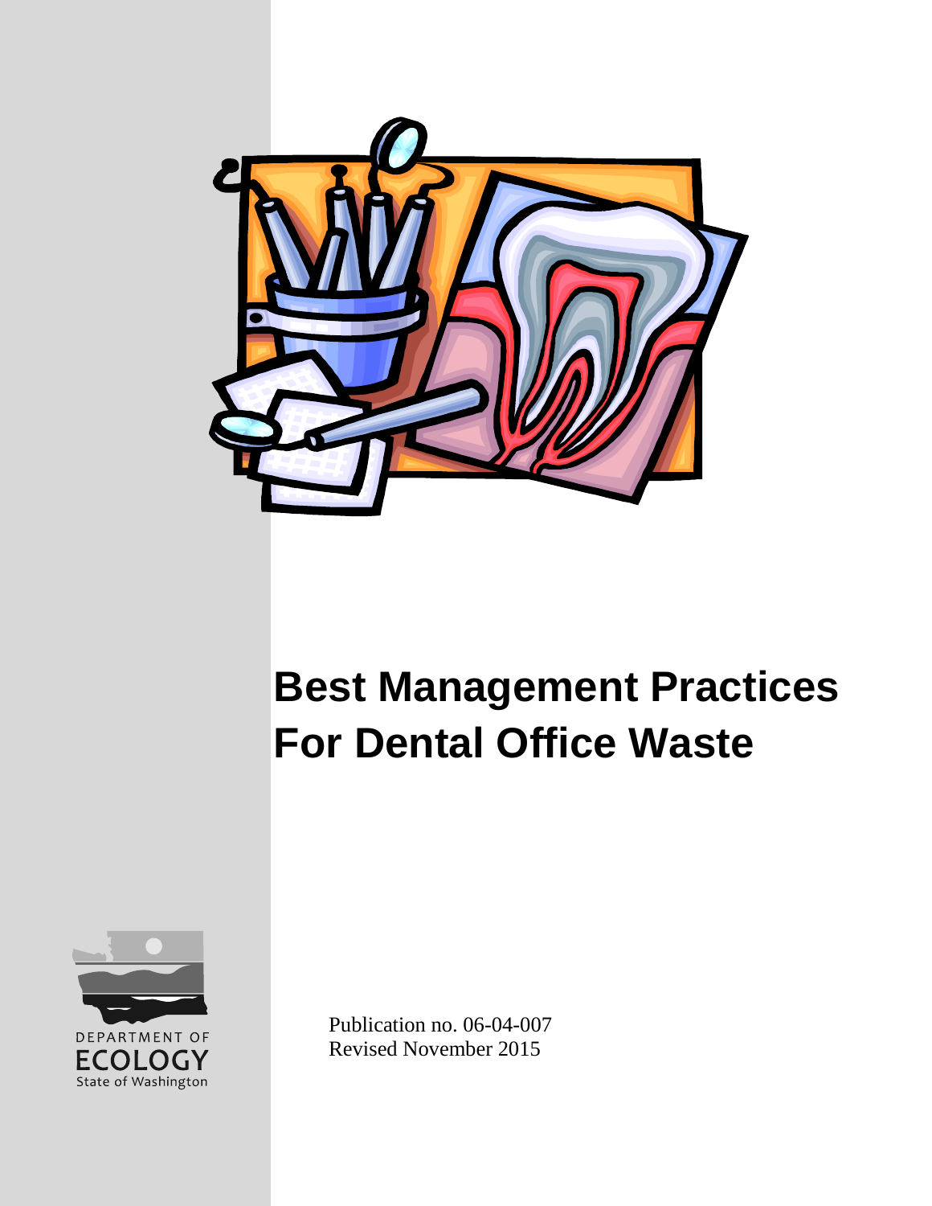# Best Management Practices For Dental Office Waste

DEPARTMENT OF ECOLOGY
State of Washington

Publication no. 06-04-007
Revised November 2015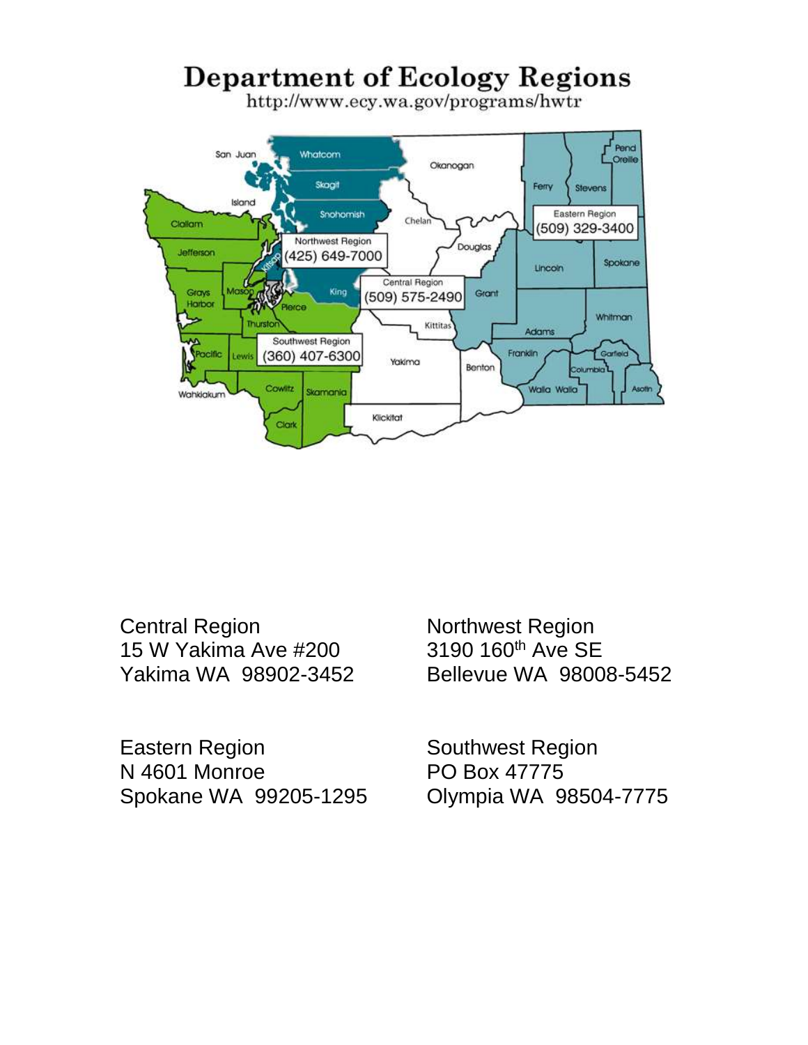# Department of Ecology Regions

http://www.ecy.wa.gov/programs/hwtr

Northwest Region (425) 649-7000

Central Region (509) 575-2490

Eastern Region (509) 329-3400

Southwest Region (360) 407-6300

Central Region
15 W Yakima Ave #200
Yakima WA 98902-3452

Northwest Region
3190 160th Ave SE
Bellevue WA 98008-5452

Eastern Region
N 4601 Monroe
Spokane WA 99205-1295

Southwest Region
PO Box 47775
Olympia WA 98504-7775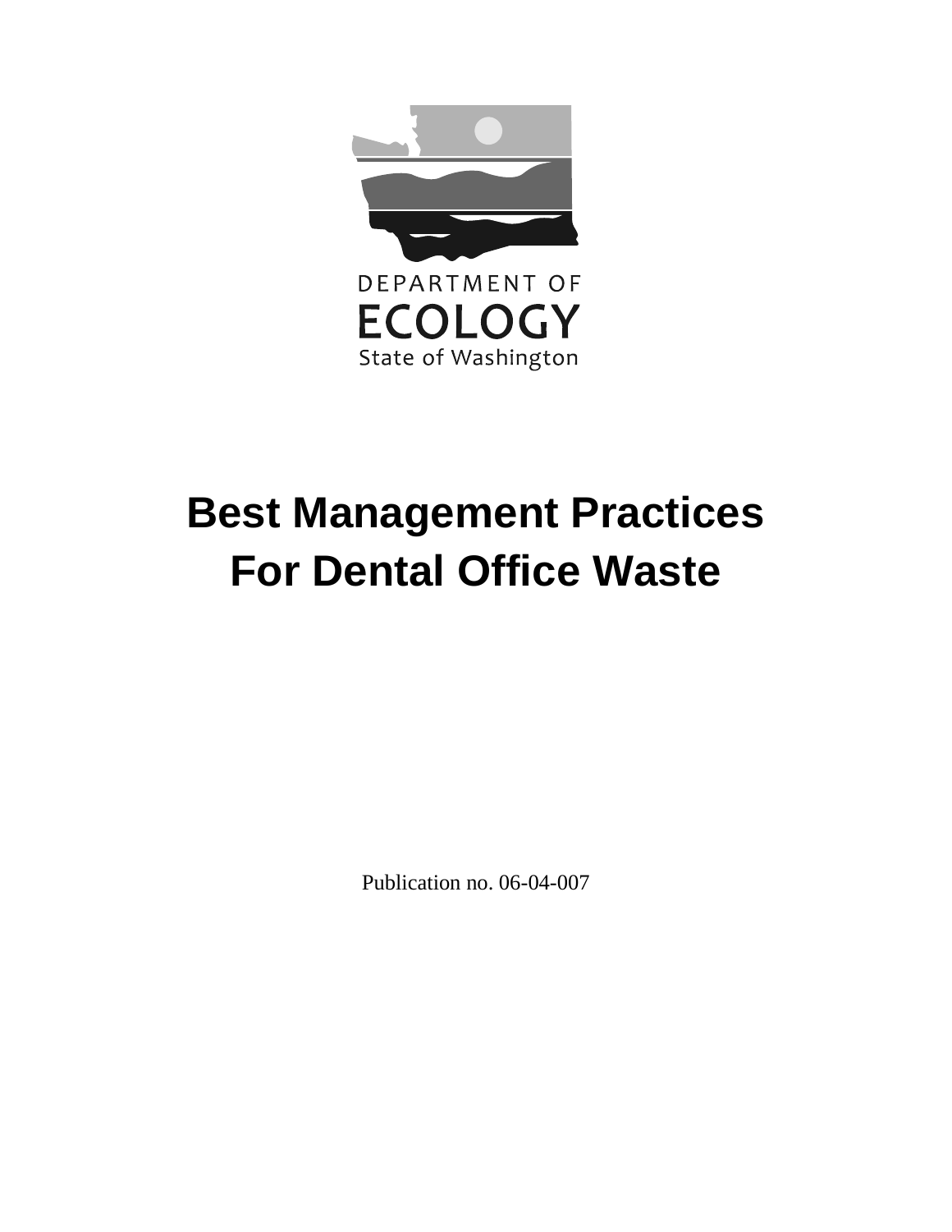DEPARTMENT OF
ECOLOGY
State of Washington

# Best Management Practices For Dental Office Waste

Publication no. 06-04-007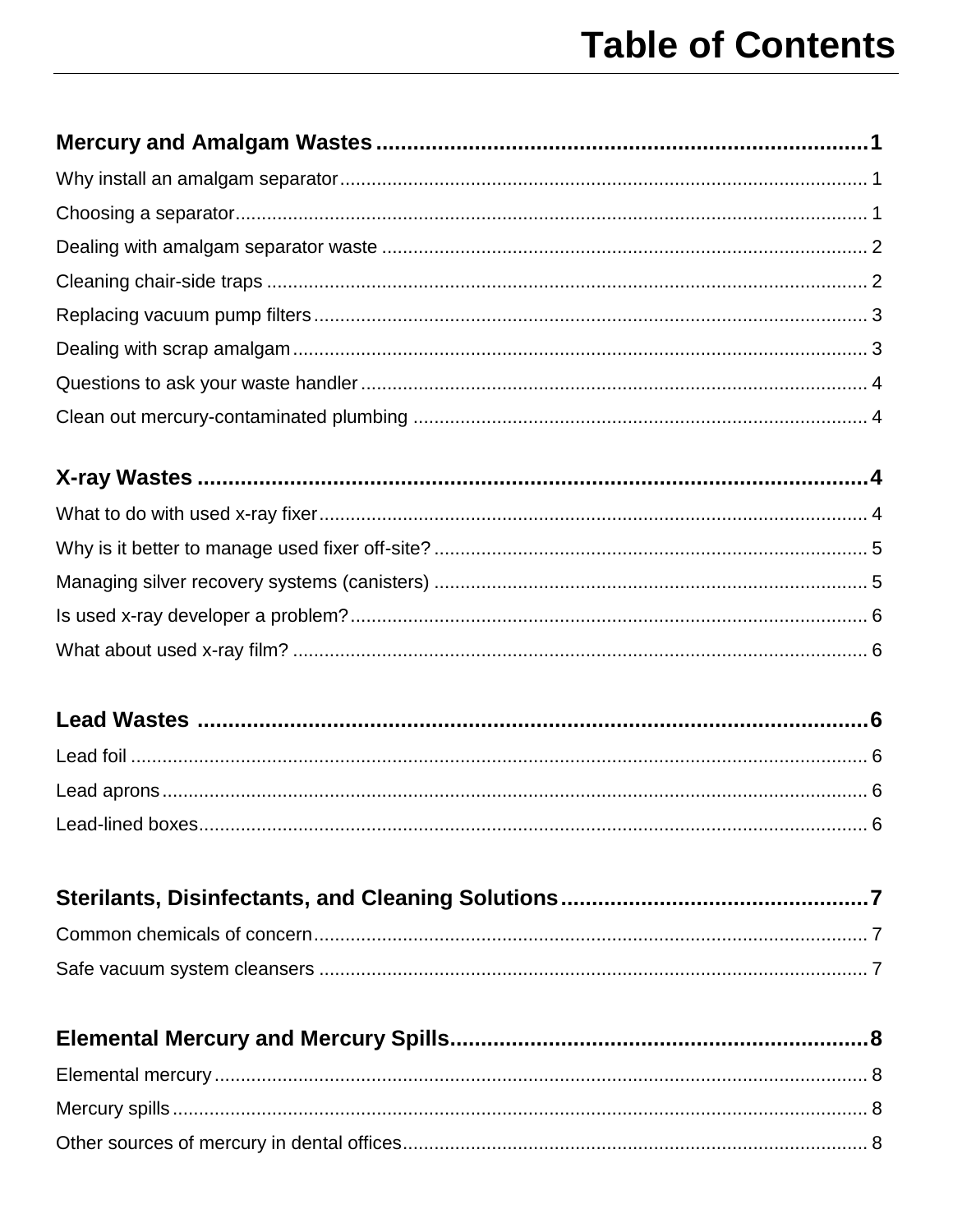# Table of Contents

**Mercury and Amalgam Wastes ................................................................................1**

Why install an amalgam separator..................................................................................................... 1

Choosing a separator......................................................................................................................... 1

Dealing with amalgam separator waste ............................................................................................. 2

Cleaning chair-side traps ................................................................................................................... 2

Replacing vacuum pump filters.......................................................................................................... 3

Dealing with scrap amalgam.............................................................................................................. 3

Questions to ask your waste handler................................................................................................. 4

Clean out mercury-contaminated plumbing ....................................................................................... 4

**X-ray Wastes ............................................................................................................4**

What to do with used x-ray fixer......................................................................................................... 4

Why is it better to manage used fixer off-site? ................................................................................... 5

Managing silver recovery systems (canisters) ................................................................................... 5

Is used x-ray developer a problem?................................................................................................... 6

What about used x-ray film? .............................................................................................................. 6

**Lead Wastes ............................................................................................................6**

Lead foil ............................................................................................................................................. 6

Lead aprons........................................................................................................................................ 6

Lead-lined boxes................................................................................................................................. 6

**Sterilants, Disinfectants, and Cleaning Solutions..................................................7**

Common chemicals of concern.......................................................................................................... 7

Safe vacuum system cleansers ......................................................................................................... 7

**Elemental Mercury and Mercury Spills...................................................................8**

Elemental mercury.............................................................................................................................. 8

Mercury spills...................................................................................................................................... 8

Other sources of mercury in dental offices......................................................................................... 8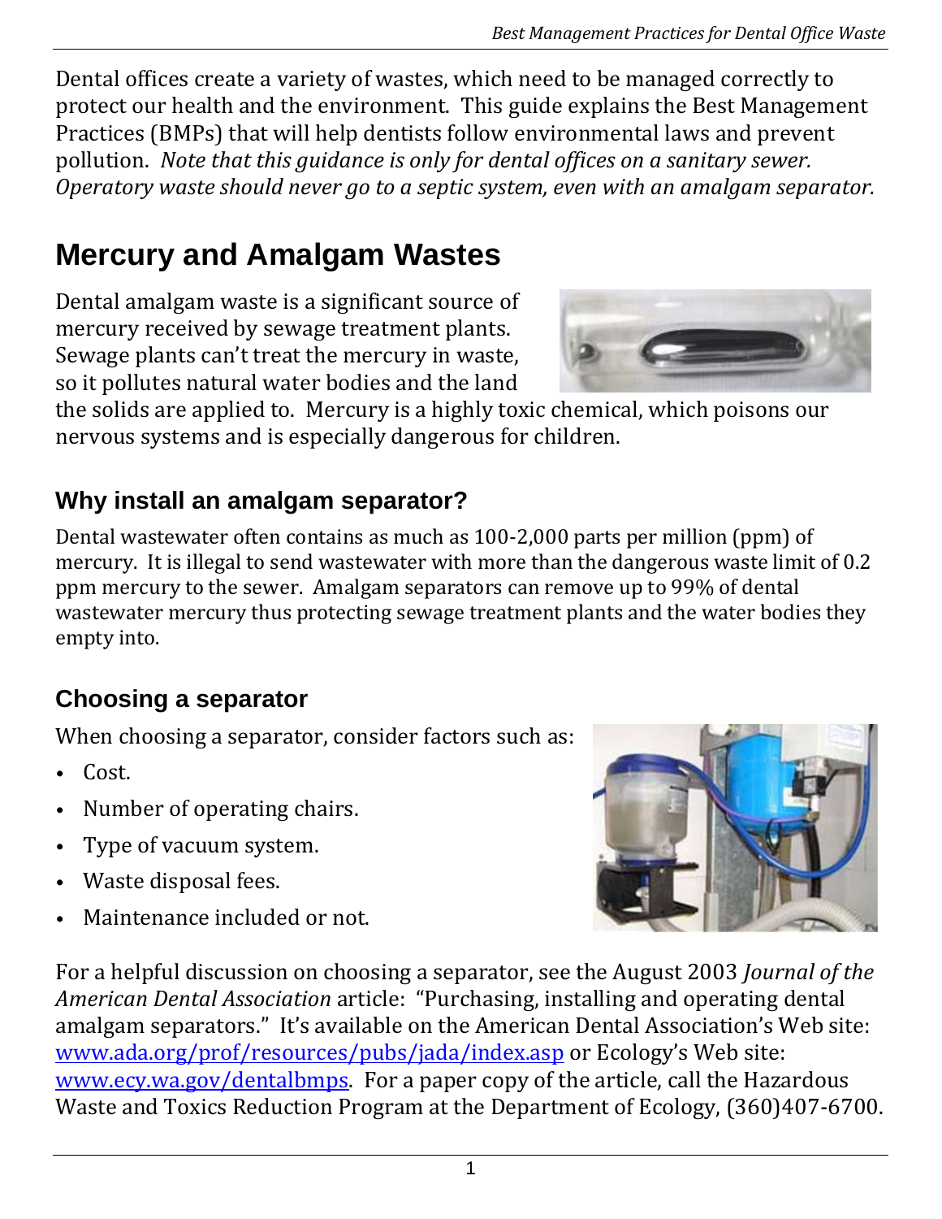Dental offices create a variety of wastes, which need to be managed correctly to protect our health and the environment. This guide explains the Best Management Practices (BMPs) that will help dentists follow environmental laws and prevent pollution. *Note that this guidance is only for dental offices on a sanitary sewer. Operatory waste should never go to a septic system, even with an amalgam separator.*

# Mercury and Amalgam Wastes

Dental amalgam waste is a significant source of mercury received by sewage treatment plants. Sewage plants can't treat the mercury in waste, so it pollutes natural water bodies and the land the solids are applied to. Mercury is a highly toxic chemical, which poisons our nervous systems and is especially dangerous for children.

## Why install an amalgam separator?

Dental wastewater often contains as much as 100-2,000 parts per million (ppm) of mercury. It is illegal to send wastewater with more than the dangerous waste limit of 0.2 ppm mercury to the sewer. Amalgam separators can remove up to 99% of dental wastewater mercury thus protecting sewage treatment plants and the water bodies they empty into.

## Choosing a separator

When choosing a separator, consider factors such as:

- Cost.
- Number of operating chairs.
- Type of vacuum system.
- Waste disposal fees.
- Maintenance included or not.

For a helpful discussion on choosing a separator, see the August 2003 *Journal of the American Dental Association* article: "Purchasing, installing and operating dental amalgam separators." It's available on the American Dental Association's Web site: [www.ada.org/prof/resources/pubs/jada/index.asp](www.ada.org/prof/resources/pubs/jada/index.asp) or Ecology's Web site: [www.ecy.wa.gov/dentalbmps](www.ecy.wa.gov/dentalbmps). For a paper copy of the article, call the Hazardous Waste and Toxics Reduction Program at the Department of Ecology, (360)407-6700.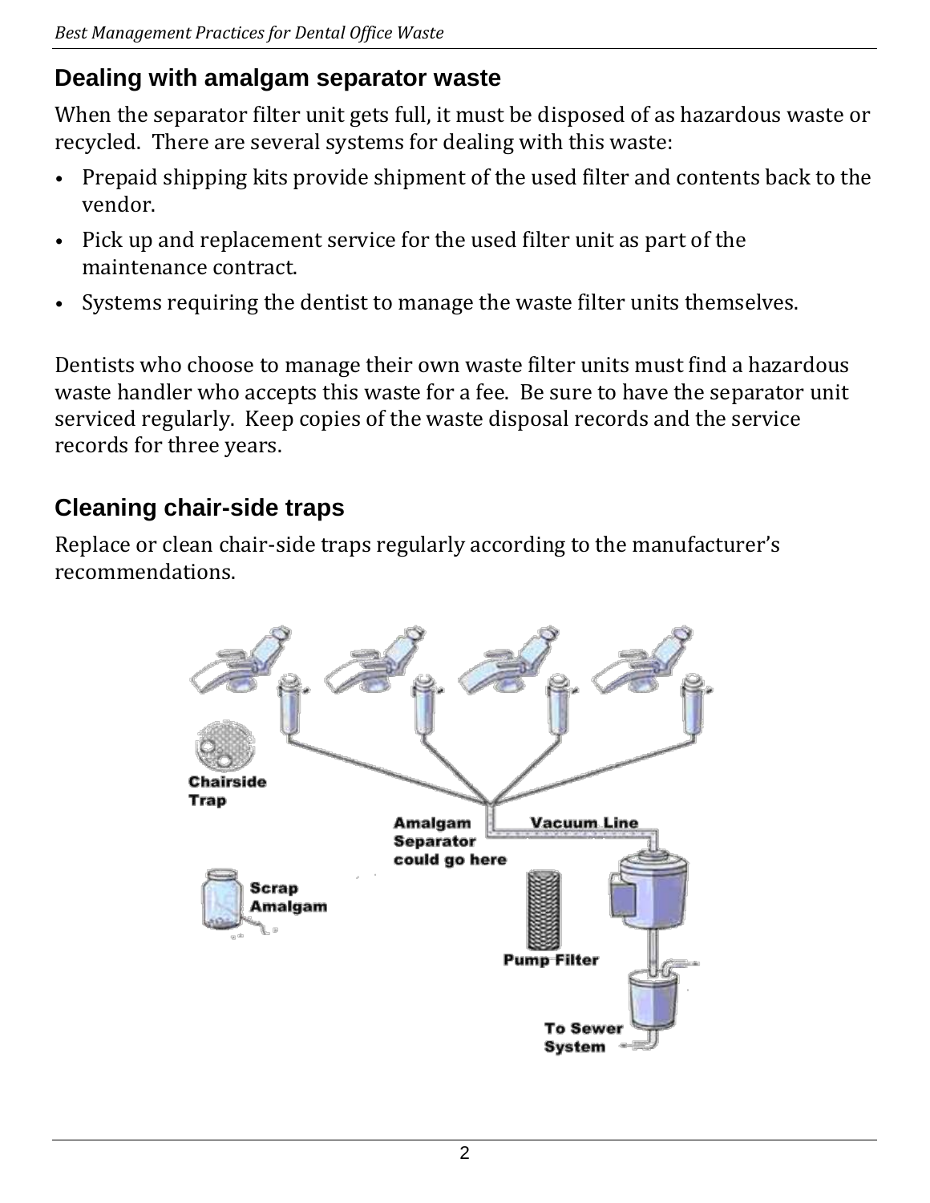## Dealing with amalgam separator waste

When the separator filter unit gets full, it must be disposed of as hazardous waste or recycled. There are several systems for dealing with this waste:

- Prepaid shipping kits provide shipment of the used filter and contents back to the vendor.
- Pick up and replacement service for the used filter unit as part of the maintenance contract.
- Systems requiring the dentist to manage the waste filter units themselves.

Dentists who choose to manage their own waste filter units must find a hazardous waste handler who accepts this waste for a fee. Be sure to have the separator unit serviced regularly. Keep copies of the waste disposal records and the service records for three years.

## Cleaning chair-side traps

Replace or clean chair-side traps regularly according to the manufacturer's recommendations.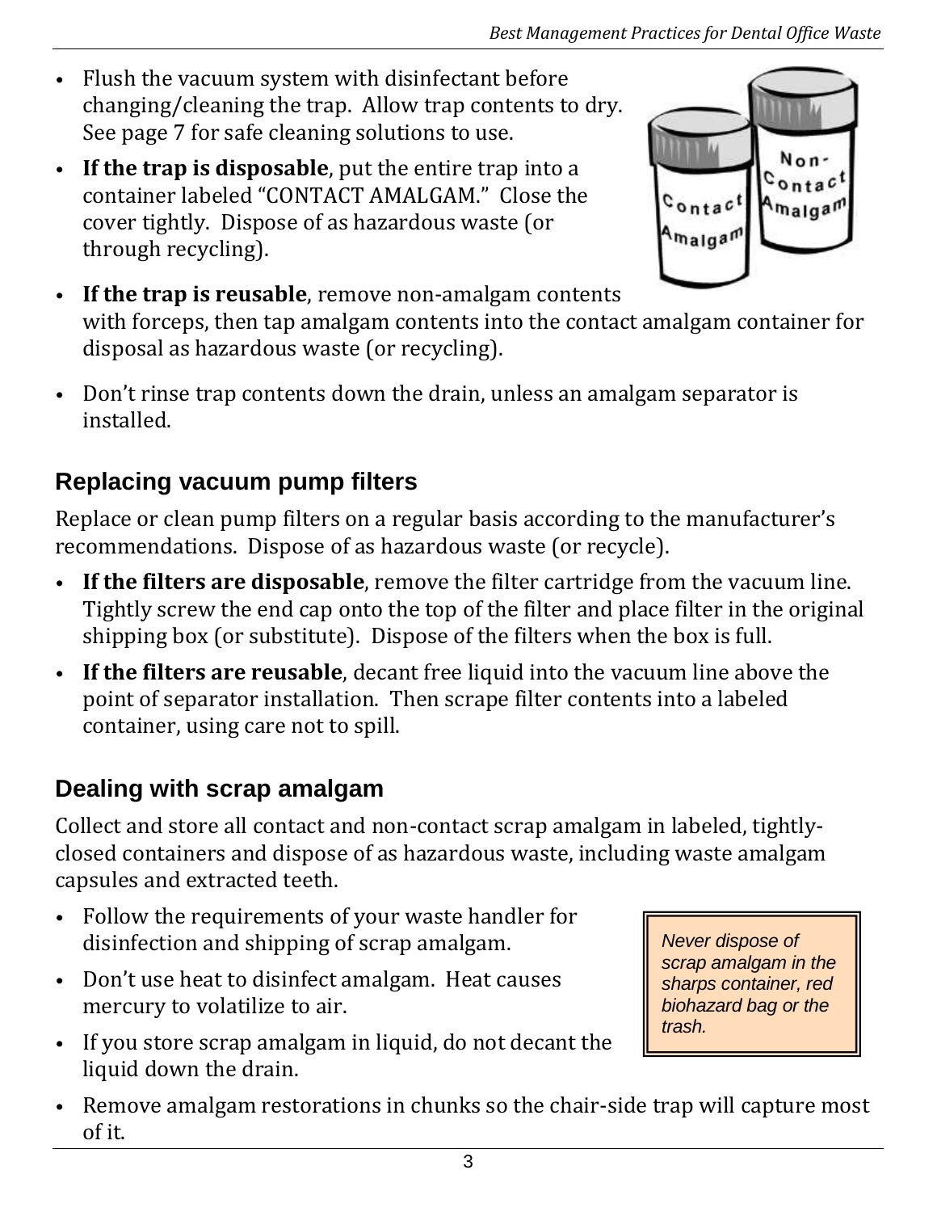- Flush the vacuum system with disinfectant before changing/cleaning the trap. Allow trap contents to dry. See page 7 for safe cleaning solutions to use.
- **If the trap is disposable**, put the entire trap into a container labeled "CONTACT AMALGAM." Close the cover tightly. Dispose of as hazardous waste (or through recycling).
- **If the trap is reusable**, remove non-amalgam contents with forceps, then tap amalgam contents into the contact amalgam container for disposal as hazardous waste (or recycling).
- Don't rinse trap contents down the drain, unless an amalgam separator is installed.

## Replacing vacuum pump filters

Replace or clean pump filters on a regular basis according to the manufacturer's recommendations. Dispose of as hazardous waste (or recycle).

- **If the filters are disposable**, remove the filter cartridge from the vacuum line. Tightly screw the end cap onto the top of the filter and place filter in the original shipping box (or substitute). Dispose of the filters when the box is full.
- **If the filters are reusable**, decant free liquid into the vacuum line above the point of separator installation. Then scrape filter contents into a labeled container, using care not to spill.

## Dealing with scrap amalgam

Collect and store all contact and non-contact scrap amalgam in labeled, tightly-closed containers and dispose of as hazardous waste, including waste amalgam capsules and extracted teeth.

- Follow the requirements of your waste handler for disinfection and shipping of scrap amalgam.
- Don't use heat to disinfect amalgam. Heat causes mercury to volatilize to air.
- If you store scrap amalgam in liquid, do not decant the liquid down the drain.
- Remove amalgam restorations in chunks so the chair-side trap will capture most of it.

*Never dispose of scrap amalgam in the sharps container, red biohazard bag or the trash.*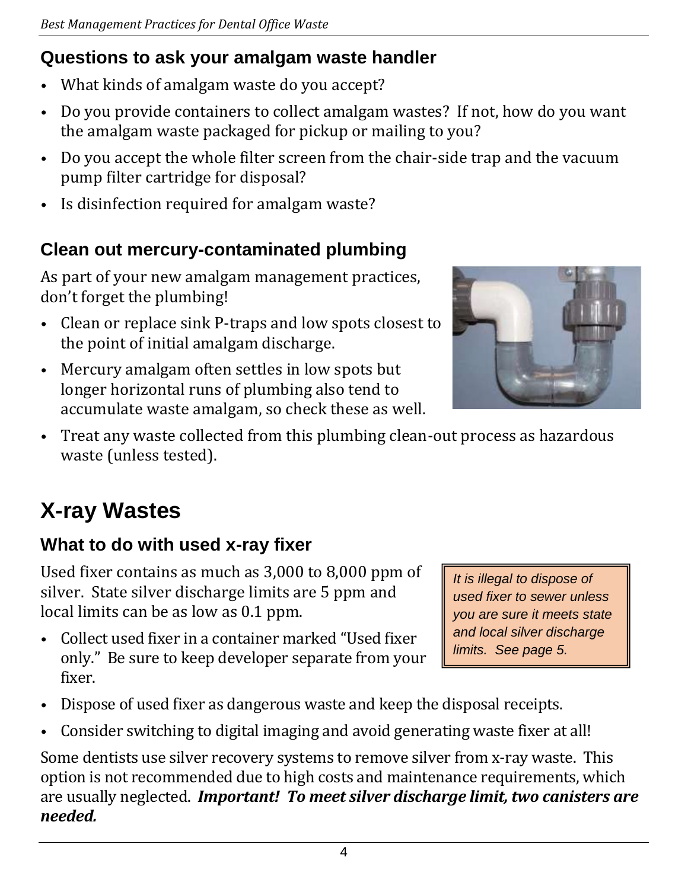### Questions to ask your amalgam waste handler

- What kinds of amalgam waste do you accept?
- Do you provide containers to collect amalgam wastes? If not, how do you want the amalgam waste packaged for pickup or mailing to you?
- Do you accept the whole filter screen from the chair-side trap and the vacuum pump filter cartridge for disposal?
- Is disinfection required for amalgam waste?

### Clean out mercury-contaminated plumbing

As part of your new amalgam management practices, don't forget the plumbing!

- Clean or replace sink P-traps and low spots closest to the point of initial amalgam discharge.
- Mercury amalgam often settles in low spots but longer horizontal runs of plumbing also tend to accumulate waste amalgam, so check these as well.
- Treat any waste collected from this plumbing clean-out process as hazardous waste (unless tested).

## X-ray Wastes

### What to do with used x-ray fixer

Used fixer contains as much as 3,000 to 8,000 ppm of silver. State silver discharge limits are 5 ppm and local limits can be as low as 0.1 ppm.

> *It is illegal to dispose of used fixer to sewer unless you are sure it meets state and local silver discharge limits. See page 5.*

- Collect used fixer in a container marked "Used fixer only." Be sure to keep developer separate from your fixer.
- Dispose of used fixer as dangerous waste and keep the disposal receipts.
- Consider switching to digital imaging and avoid generating waste fixer at all!

Some dentists use silver recovery systems to remove silver from x-ray waste. This option is not recommended due to high costs and maintenance requirements, which are usually neglected. ***Important! To meet silver discharge limit, two canisters are needed.***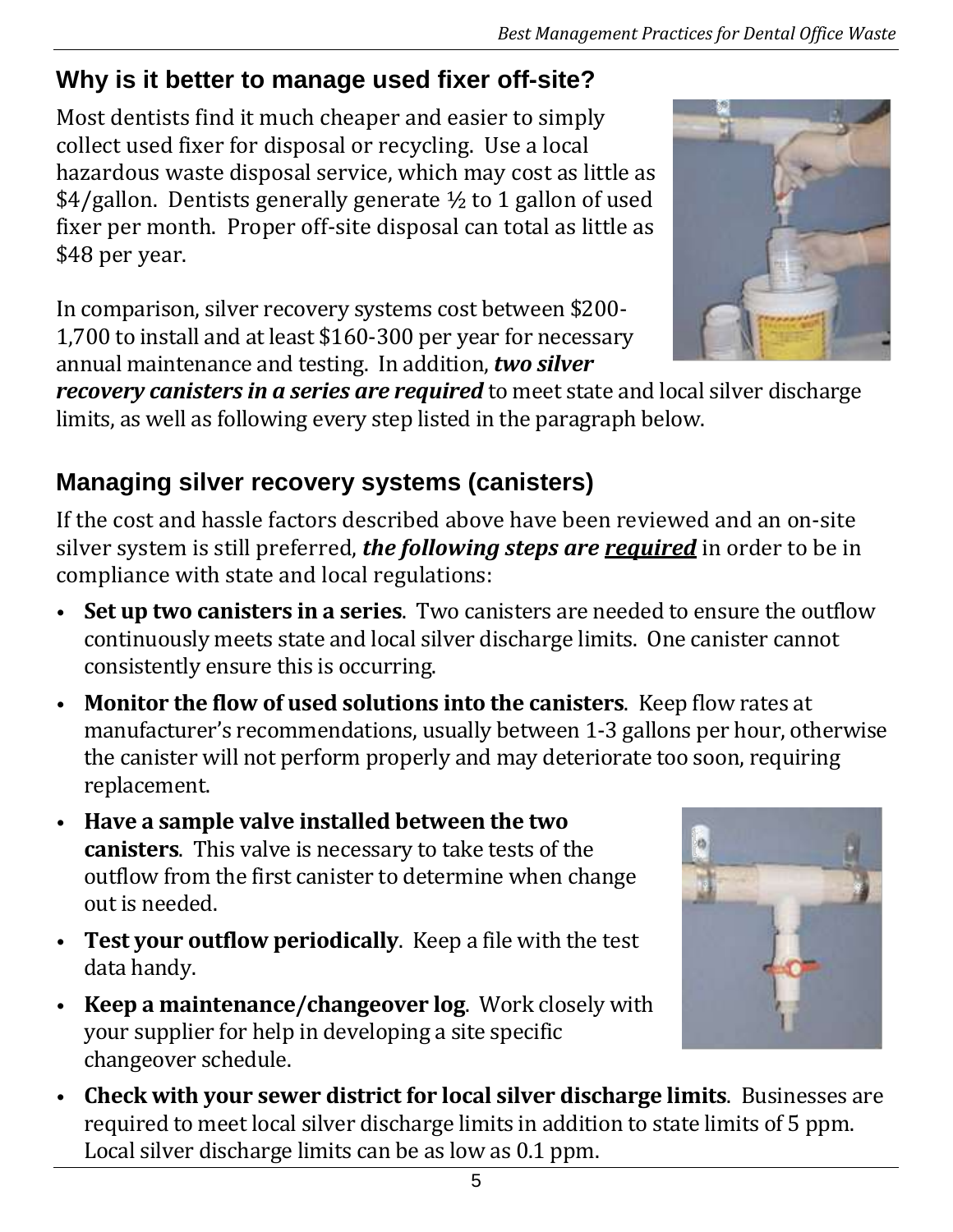## Why is it better to manage used fixer off-site?

Most dentists find it much cheaper and easier to simply collect used fixer for disposal or recycling. Use a local hazardous waste disposal service, which may cost as little as $4/gallon. Dentists generally generate ½ to 1 gallon of used fixer per month. Proper off-site disposal can total as little as $48 per year.

In comparison, silver recovery systems cost between $200-1,700 to install and at least $160-300 per year for necessary annual maintenance and testing. In addition, ***two silver recovery canisters in a series are required*** to meet state and local silver discharge limits, as well as following every step listed in the paragraph below.

## Managing silver recovery systems (canisters)

If the cost and hassle factors described above have been reviewed and an on-site silver system is still preferred, ***the following steps are <u>required</u>*** in order to be in compliance with state and local regulations:

- **Set up two canisters in a series**. Two canisters are needed to ensure the outflow continuously meets state and local silver discharge limits. One canister cannot consistently ensure this is occurring.
- **Monitor the flow of used solutions into the canisters**. Keep flow rates at manufacturer's recommendations, usually between 1-3 gallons per hour, otherwise the canister will not perform properly and may deteriorate too soon, requiring replacement.
- **Have a sample valve installed between the two canisters**. This valve is necessary to take tests of the outflow from the first canister to determine when change out is needed.
- **Test your outflow periodically**. Keep a file with the test data handy.
- **Keep a maintenance/changeover log**. Work closely with your supplier for help in developing a site specific changeover schedule.
- **Check with your sewer district for local silver discharge limits**. Businesses are required to meet local silver discharge limits in addition to state limits of 5 ppm. Local silver discharge limits can be as low as 0.1 ppm.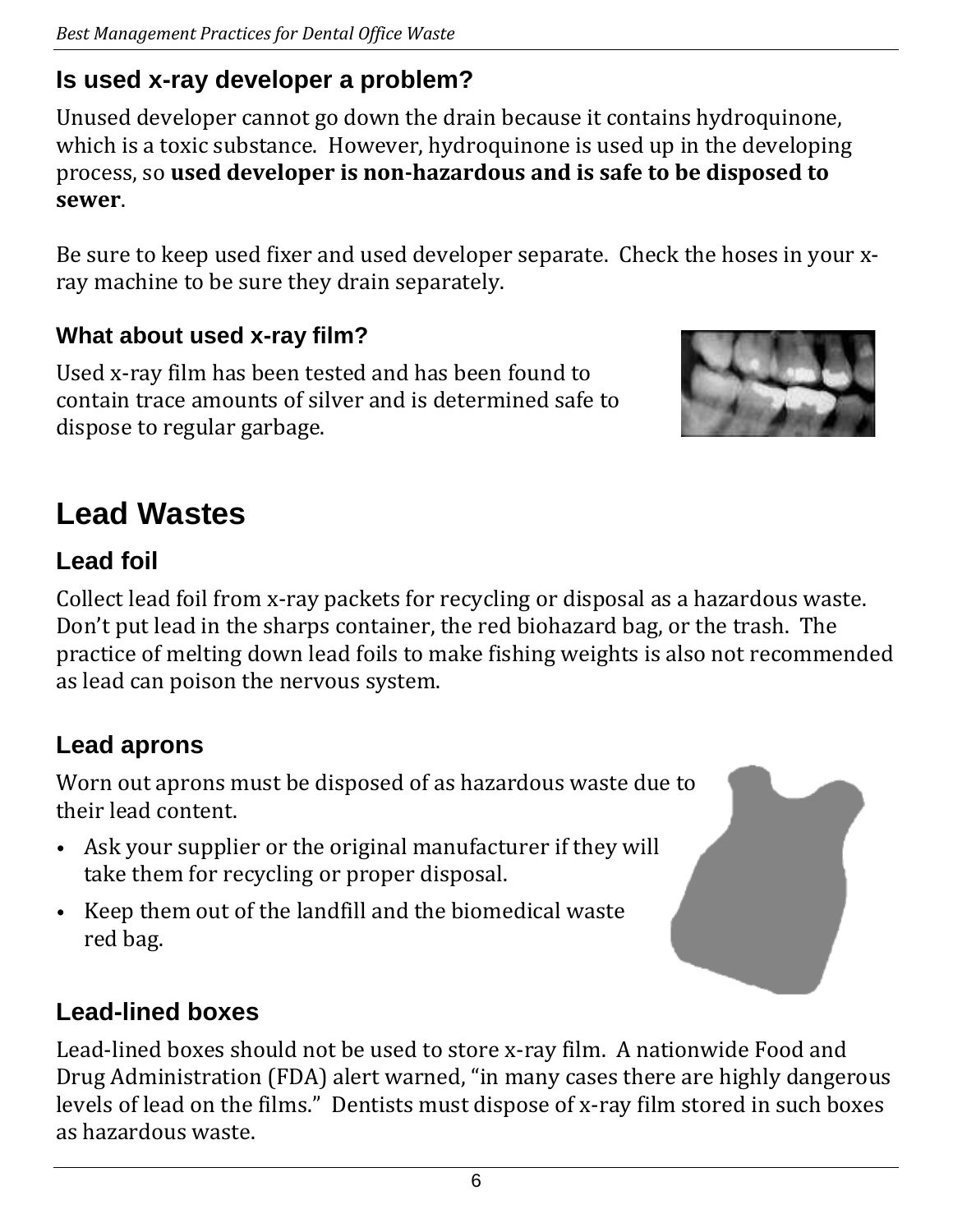### Is used x-ray developer a problem?

Unused developer cannot go down the drain because it contains hydroquinone, which is a toxic substance. However, hydroquinone is used up in the developing process, so **used developer is non-hazardous and is safe to be disposed to sewer**.

Be sure to keep used fixer and used developer separate. Check the hoses in your x-ray machine to be sure they drain separately.

### What about used x-ray film?

Used x-ray film has been tested and has been found to contain trace amounts of silver and is determined safe to dispose to regular garbage.

## Lead Wastes

### Lead foil

Collect lead foil from x-ray packets for recycling or disposal as a hazardous waste. Don't put lead in the sharps container, the red biohazard bag, or the trash. The practice of melting down lead foils to make fishing weights is also not recommended as lead can poison the nervous system.

### Lead aprons

Worn out aprons must be disposed of as hazardous waste due to their lead content.

- Ask your supplier or the original manufacturer if they will take them for recycling or proper disposal.
- Keep them out of the landfill and the biomedical waste red bag.

### Lead-lined boxes

Lead-lined boxes should not be used to store x-ray film. A nationwide Food and Drug Administration (FDA) alert warned, "in many cases there are highly dangerous levels of lead on the films." Dentists must dispose of x-ray film stored in such boxes as hazardous waste.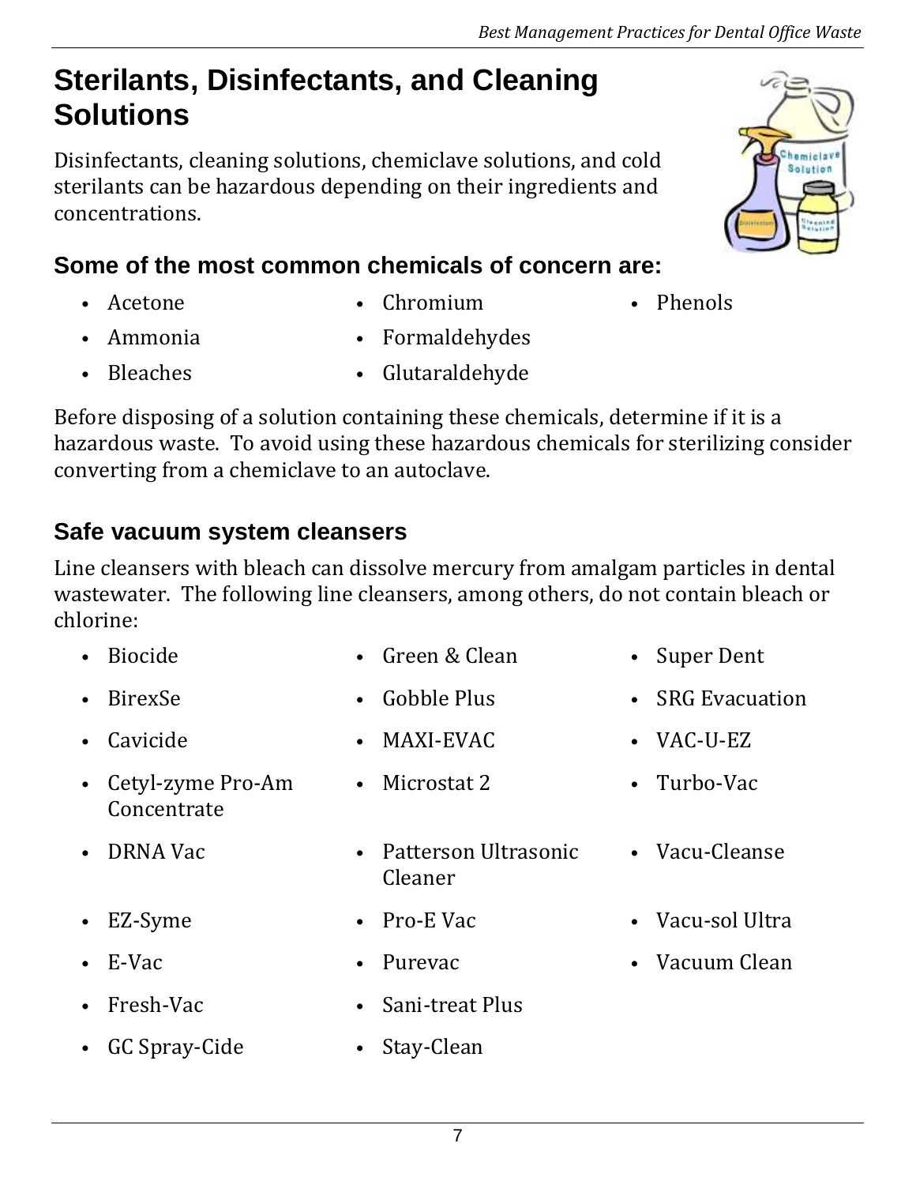# Sterilants, Disinfectants, and Cleaning Solutions

Disinfectants, cleaning solutions, chemiclave solutions, and cold sterilants can be hazardous depending on their ingredients and concentrations.

## Some of the most common chemicals of concern are:

- Acetone
- Ammonia
- Bleaches
- Chromium
- Formaldehydes
- Glutaraldehyde
- Phenols

Before disposing of a solution containing these chemicals, determine if it is a hazardous waste. To avoid using these hazardous chemicals for sterilizing consider converting from a chemiclave to an autoclave.

## Safe vacuum system cleansers

Line cleansers with bleach can dissolve mercury from amalgam particles in dental wastewater. The following line cleansers, among others, do not contain bleach or chlorine:

- Biocide
- BirexSe
- Cavicide
- Cetyl-zyme Pro-Am Concentrate
- DRNA Vac
- EZ-Syme
- E-Vac
- Fresh-Vac
- GC Spray-Cide
- Green & Clean
- Gobble Plus
- MAXI-EVAC
- Microstat 2
- Patterson Ultrasonic Cleaner
- Pro-E Vac
- Purevac
- Sani-treat Plus
- Stay-Clean
- Super Dent
- SRG Evacuation
- VAC-U-EZ
- Turbo-Vac
- Vacu-Cleanse
- Vacu-sol Ultra
- Vacuum Clean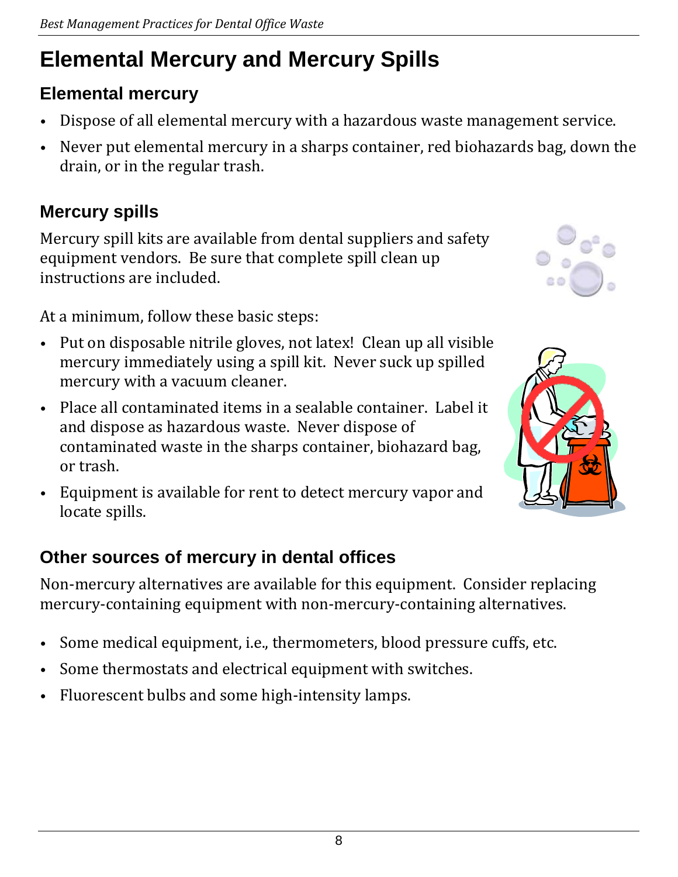# Elemental Mercury and Mercury Spills

## Elemental mercury

- Dispose of all elemental mercury with a hazardous waste management service.
- Never put elemental mercury in a sharps container, red biohazards bag, down the drain, or in the regular trash.

## Mercury spills

Mercury spill kits are available from dental suppliers and safety equipment vendors. Be sure that complete spill clean up instructions are included.

At a minimum, follow these basic steps:

- Put on disposable nitrile gloves, not latex! Clean up all visible mercury immediately using a spill kit. Never suck up spilled mercury with a vacuum cleaner.
- Place all contaminated items in a sealable container. Label it and dispose as hazardous waste. Never dispose of contaminated waste in the sharps container, biohazard bag, or trash.
- Equipment is available for rent to detect mercury vapor and locate spills.

## Other sources of mercury in dental offices

Non-mercury alternatives are available for this equipment. Consider replacing mercury-containing equipment with non-mercury-containing alternatives.

- Some medical equipment, i.e., thermometers, blood pressure cuffs, etc.
- Some thermostats and electrical equipment with switches.
- Fluorescent bulbs and some high-intensity lamps.